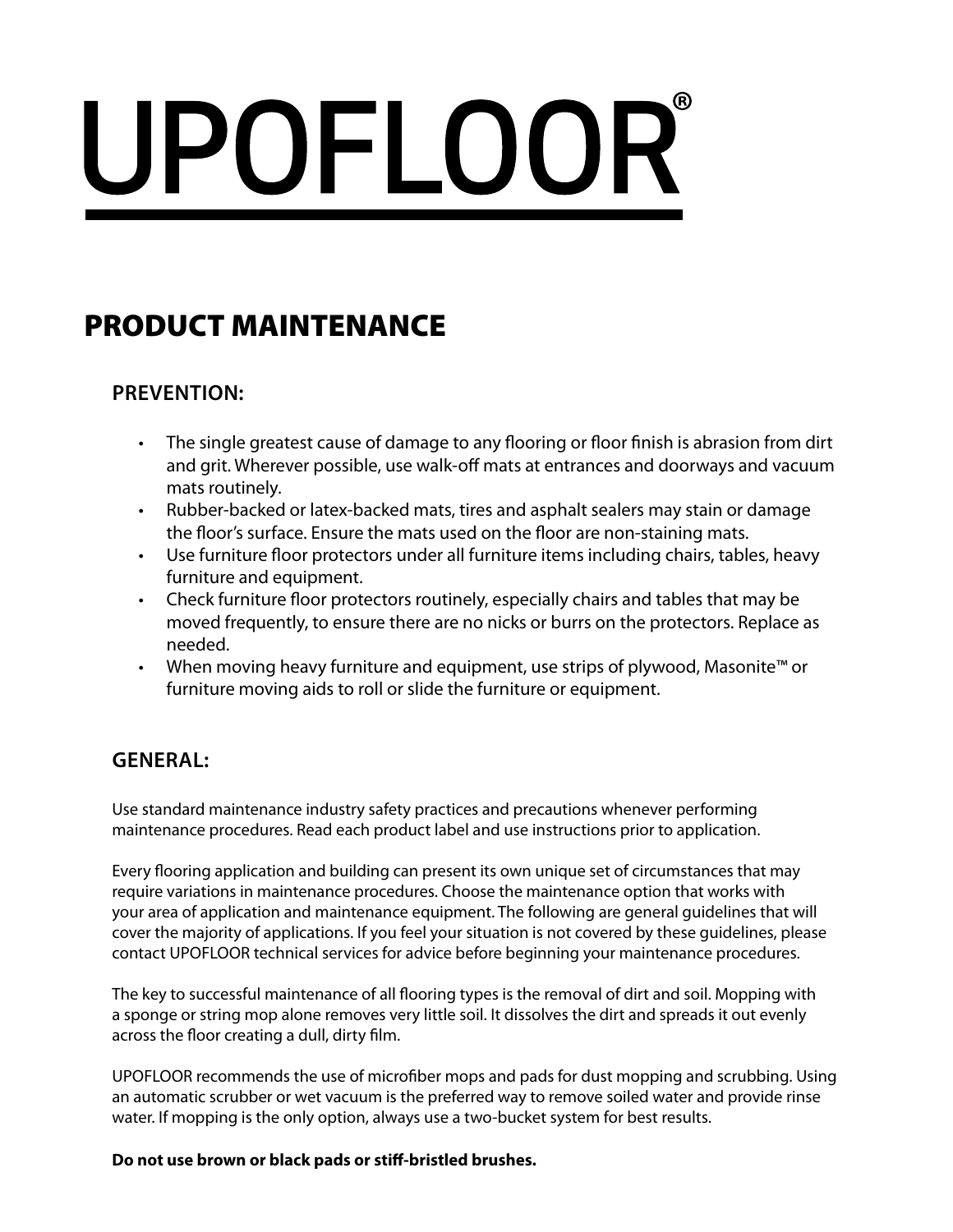# UPOFLOOR®

## PRODUCT MAINTENANCE

### PREVENTION:

- The single greatest cause of damage to any flooring or floor finish is abrasion from dirt and grit. Wherever possible, use walk-off mats at entrances and doorways and vacuum mats routinely.
- Rubber-backed or latex-backed mats, tires and asphalt sealers may stain or damage the floor's surface. Ensure the mats used on the floor are non-staining mats.
- Use furniture floor protectors under all furniture items including chairs, tables, heavy furniture and equipment.
- Check furniture floor protectors routinely, especially chairs and tables that may be moved frequently, to ensure there are no nicks or burrs on the protectors. Replace as needed.
- When moving heavy furniture and equipment, use strips of plywood, Masonite™ or furniture moving aids to roll or slide the furniture or equipment.

### GENERAL:

Use standard maintenance industry safety practices and precautions whenever performing maintenance procedures. Read each product label and use instructions prior to application.

Every flooring application and building can present its own unique set of circumstances that may require variations in maintenance procedures. Choose the maintenance option that works with your area of application and maintenance equipment. The following are general guidelines that will cover the majority of applications. If you feel your situation is not covered by these guidelines, please contact UPOFLOOR technical services for advice before beginning your maintenance procedures.

The key to successful maintenance of all flooring types is the removal of dirt and soil. Mopping with a sponge or string mop alone removes very little soil. It dissolves the dirt and spreads it out evenly across the floor creating a dull, dirty film.

UPOFLOOR recommends the use of microfiber mops and pads for dust mopping and scrubbing. Using an automatic scrubber or wet vacuum is the preferred way to remove soiled water and provide rinse water. If mopping is the only option, always use a two-bucket system for best results.

**Do not use brown or black pads or stiff-bristled brushes.**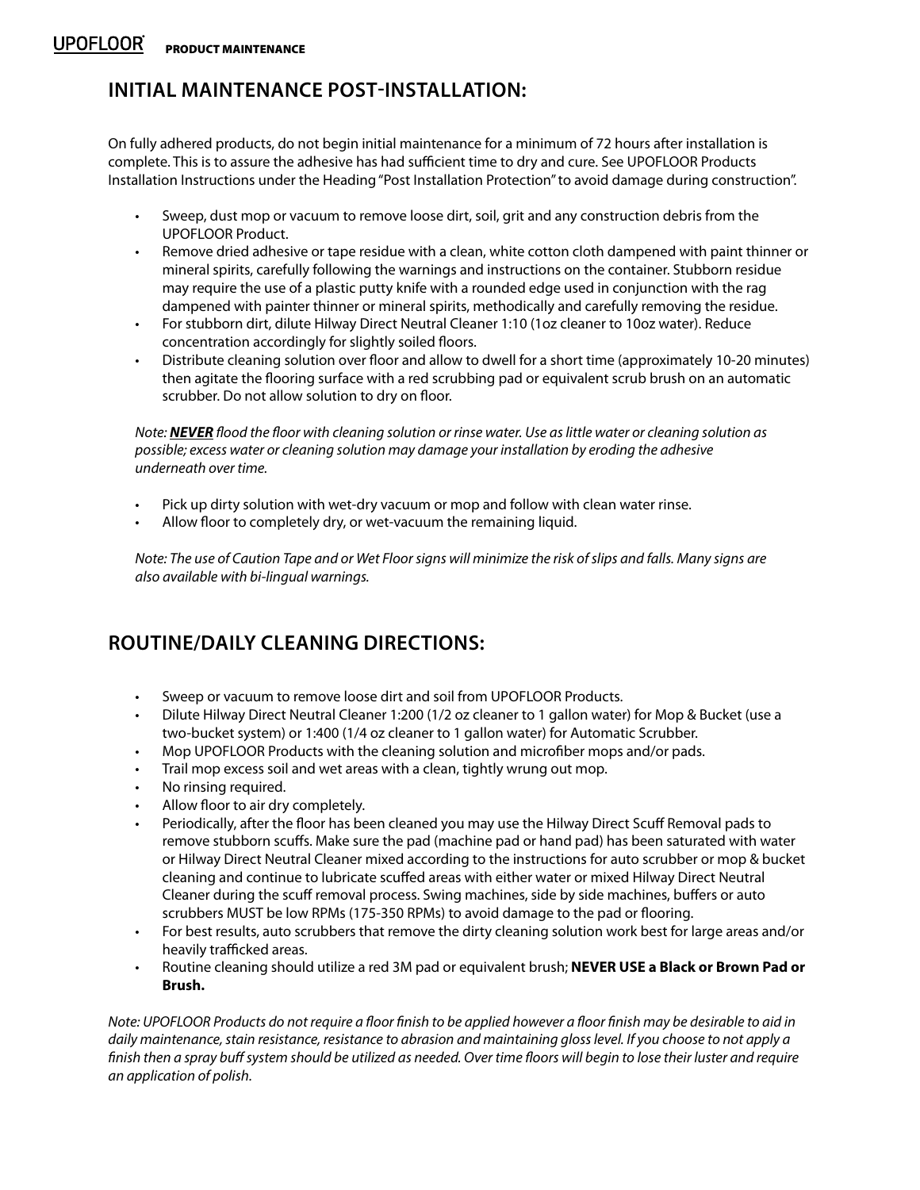## INITIAL MAINTENANCE POST-INSTALLATION:

On fully adhered products, do not begin initial maintenance for a minimum of 72 hours after installation is complete. This is to assure the adhesive has had sufficient time to dry and cure. See UPOFLOOR Products Installation Instructions under the Heading "Post Installation Protection" to avoid damage during construction".

- Sweep, dust mop or vacuum to remove loose dirt, soil, grit and any construction debris from the UPOFLOOR Product.
- Remove dried adhesive or tape residue with a clean, white cotton cloth dampened with paint thinner or mineral spirits, carefully following the warnings and instructions on the container. Stubborn residue may require the use of a plastic putty knife with a rounded edge used in conjunction with the rag dampened with painter thinner or mineral spirits, methodically and carefully removing the residue.
- For stubborn dirt, dilute Hilway Direct Neutral Cleaner 1:10 (1oz cleaner to 10oz water). Reduce concentration accordingly for slightly soiled floors.
- Distribute cleaning solution over floor and allow to dwell for a short time (approximately 10-20 minutes) then agitate the flooring surface with a red scrubbing pad or equivalent scrub brush on an automatic scrubber. Do not allow solution to dry on floor.

*Note: **NEVER** flood the floor with cleaning solution or rinse water. Use as little water or cleaning solution as possible; excess water or cleaning solution may damage your installation by eroding the adhesive underneath over time.*

- Pick up dirty solution with wet-dry vacuum or mop and follow with clean water rinse.
- Allow floor to completely dry, or wet-vacuum the remaining liquid.

*Note: The use of Caution Tape and or Wet Floor signs will minimize the risk of slips and falls. Many signs are also available with bi-lingual warnings.*

## ROUTINE/DAILY CLEANING DIRECTIONS:

- Sweep or vacuum to remove loose dirt and soil from UPOFLOOR Products.
- Dilute Hilway Direct Neutral Cleaner 1:200 (1/2 oz cleaner to 1 gallon water) for Mop & Bucket (use a two-bucket system) or 1:400 (1/4 oz cleaner to 1 gallon water) for Automatic Scrubber.
- Mop UPOFLOOR Products with the cleaning solution and microfiber mops and/or pads.
- Trail mop excess soil and wet areas with a clean, tightly wrung out mop.
- No rinsing required.
- Allow floor to air dry completely.
- Periodically, after the floor has been cleaned you may use the Hilway Direct Scuff Removal pads to remove stubborn scuffs. Make sure the pad (machine pad or hand pad) has been saturated with water or Hilway Direct Neutral Cleaner mixed according to the instructions for auto scrubber or mop & bucket cleaning and continue to lubricate scuffed areas with either water or mixed Hilway Direct Neutral Cleaner during the scuff removal process. Swing machines, side by side machines, buffers or auto scrubbers MUST be low RPMs (175-350 RPMs) to avoid damage to the pad or flooring.
- For best results, auto scrubbers that remove the dirty cleaning solution work best for large areas and/or heavily trafficked areas.
- Routine cleaning should utilize a red 3M pad or equivalent brush; **NEVER USE a Black or Brown Pad or Brush.**

*Note: UPOFLOOR Products do not require a floor finish to be applied however a floor finish may be desirable to aid in daily maintenance, stain resistance, resistance to abrasion and maintaining gloss level. If you choose to not apply a finish then a spray buff system should be utilized as needed. Over time floors will begin to lose their luster and require an application of polish.*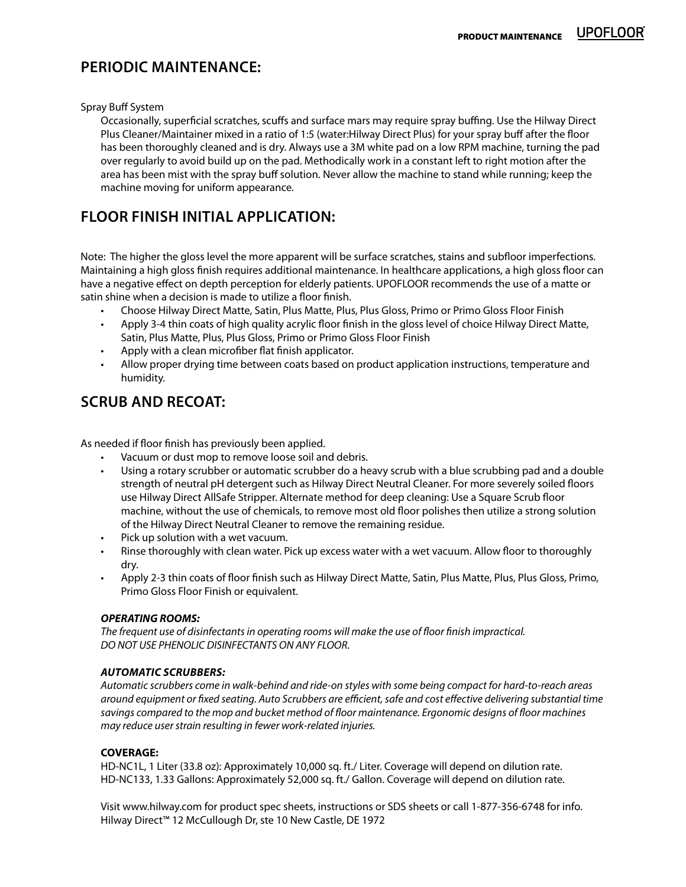## PERIODIC MAINTENANCE:

Spray Buff System

Occasionally, superficial scratches, scuffs and surface mars may require spray buffing. Use the Hilway Direct Plus Cleaner/Maintainer mixed in a ratio of 1:5 (water:Hilway Direct Plus) for your spray buff after the floor has been thoroughly cleaned and is dry. Always use a 3M white pad on a low RPM machine, turning the pad over regularly to avoid build up on the pad. Methodically work in a constant left to right motion after the area has been mist with the spray buff solution. Never allow the machine to stand while running; keep the machine moving for uniform appearance.

## FLOOR FINISH INITIAL APPLICATION:

Note: The higher the gloss level the more apparent will be surface scratches, stains and subfloor imperfections. Maintaining a high gloss finish requires additional maintenance. In healthcare applications, a high gloss floor can have a negative effect on depth perception for elderly patients. UPOFLOOR recommends the use of a matte or satin shine when a decision is made to utilize a floor finish.

- Choose Hilway Direct Matte, Satin, Plus Matte, Plus, Plus Gloss, Primo or Primo Gloss Floor Finish
- Apply 3-4 thin coats of high quality acrylic floor finish in the gloss level of choice Hilway Direct Matte, Satin, Plus Matte, Plus, Plus Gloss, Primo or Primo Gloss Floor Finish
- Apply with a clean microfiber flat finish applicator.
- Allow proper drying time between coats based on product application instructions, temperature and humidity.

## SCRUB AND RECOAT:

As needed if floor finish has previously been applied.

- Vacuum or dust mop to remove loose soil and debris.
- Using a rotary scrubber or automatic scrubber do a heavy scrub with a blue scrubbing pad and a double strength of neutral pH detergent such as Hilway Direct Neutral Cleaner. For more severely soiled floors use Hilway Direct AllSafe Stripper. Alternate method for deep cleaning: Use a Square Scrub floor machine, without the use of chemicals, to remove most old floor polishes then utilize a strong solution of the Hilway Direct Neutral Cleaner to remove the remaining residue.
- Pick up solution with a wet vacuum.
- Rinse thoroughly with clean water. Pick up excess water with a wet vacuum. Allow floor to thoroughly dry.
- Apply 2-3 thin coats of floor finish such as Hilway Direct Matte, Satin, Plus Matte, Plus, Plus Gloss, Primo, Primo Gloss Floor Finish or equivalent.

***OPERATING ROOMS:***

*The frequent use of disinfectants in operating rooms will make the use of floor finish impractical.*
*DO NOT USE PHENOLIC DISINFECTANTS ON ANY FLOOR.*

***AUTOMATIC SCRUBBERS:***

*Automatic scrubbers come in walk-behind and ride-on styles with some being compact for hard-to-reach areas around equipment or fixed seating. Auto Scrubbers are efficient, safe and cost effective delivering substantial time savings compared to the mop and bucket method of floor maintenance. Ergonomic designs of floor machines may reduce user strain resulting in fewer work-related injuries.*

**COVERAGE:**

HD-NC1L, 1 Liter (33.8 oz): Approximately 10,000 sq. ft./ Liter. Coverage will depend on dilution rate.
HD-NC133, 1.33 Gallons: Approximately 52,000 sq. ft./ Gallon. Coverage will depend on dilution rate.

Visit www.hilway.com for product spec sheets, instructions or SDS sheets or call 1-877-356-6748 for info.
Hilway Direct™ 12 McCullough Dr, ste 10 New Castle, DE 1972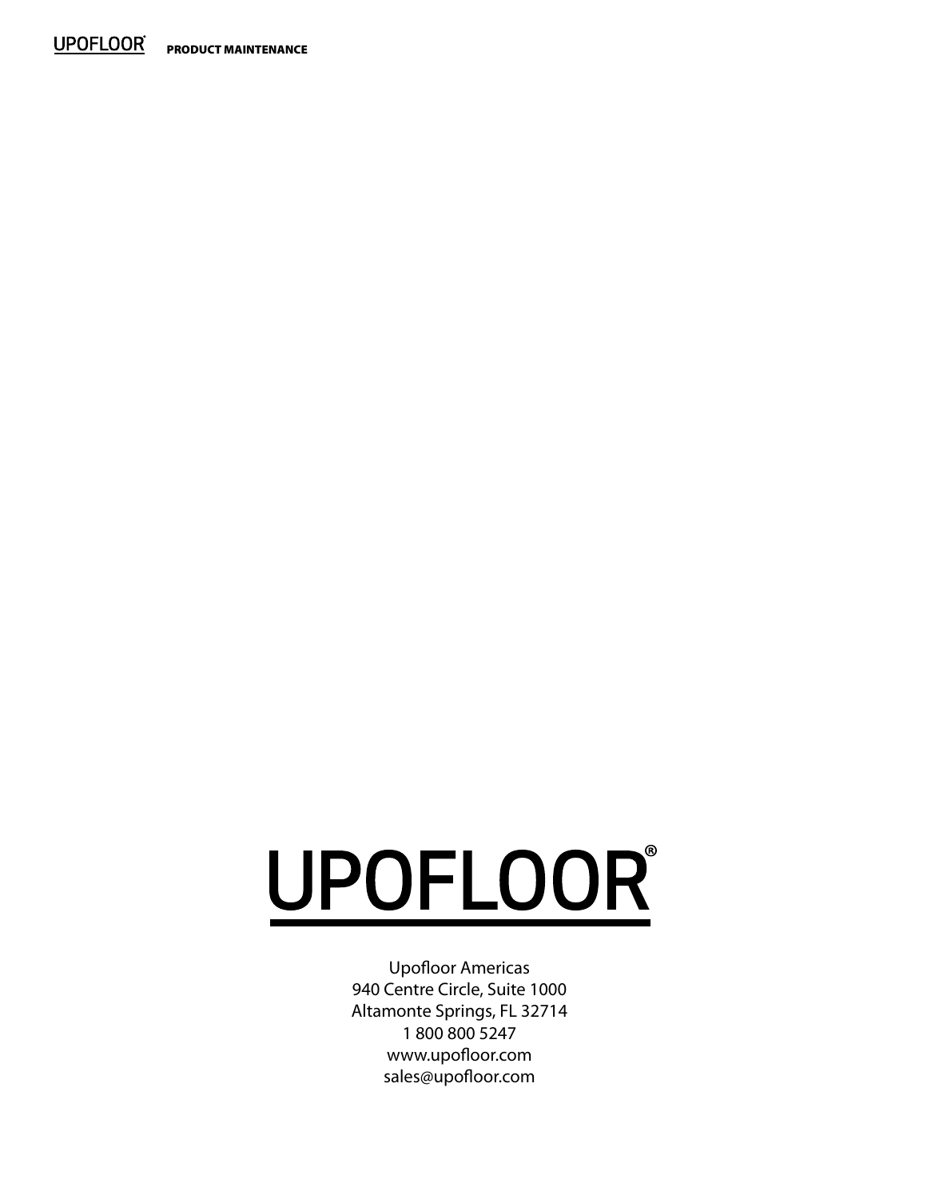# UPOFLOOR®

Upofloor Americas
940 Centre Circle, Suite 1000
Altamonte Springs, FL 32714
1 800 800 5247
www.upofloor.com
sales@upofloor.com